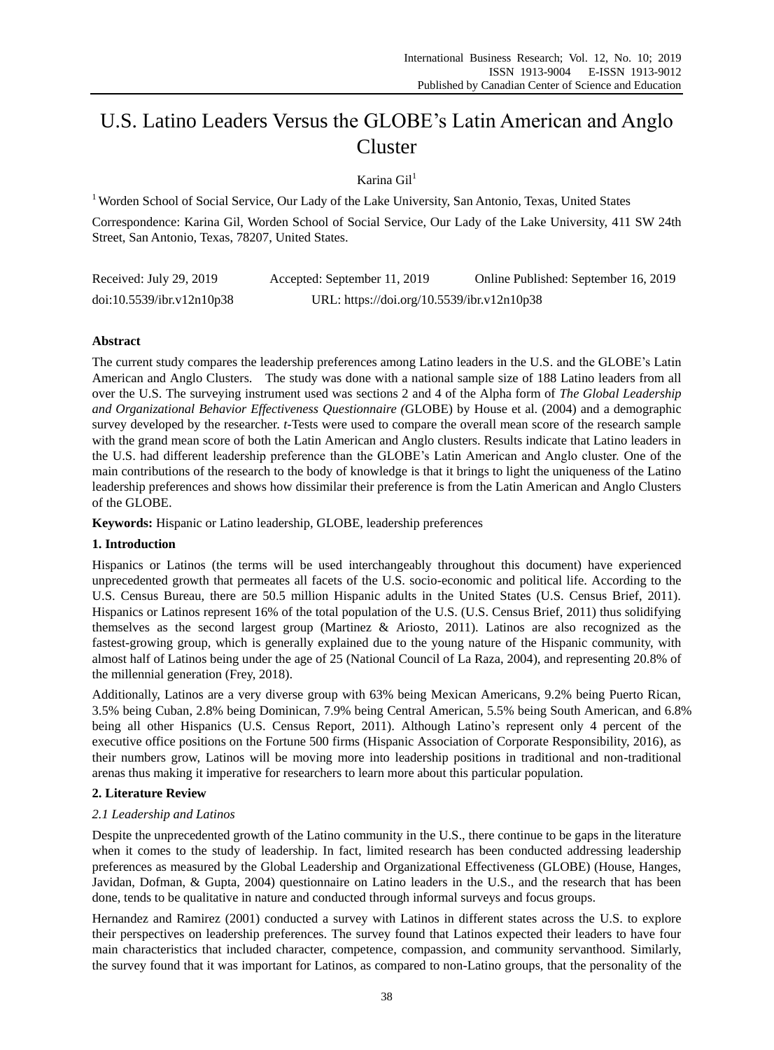# U.S. Latino Leaders Versus the GLOBE's Latin American and Anglo Cluster

Karina Gil[1]

[1] Worden School of Social Service, Our Lady of the Lake University, San Antonio, Texas, United States

Correspondence: Karina Gil, Worden School of Social Service, Our Lady of the Lake University, 411 SW 24th Street, San Antonio, Texas, 78207, United States.

Received: July 29, 2019 Accepted: September 11, 2019 Online Published: September 16, 2019

doi:10.5539/ibr.v12n10p38 URL: https://doi.org/10.5539/ibr.v12n10p38

**Abstract**

The current study compares the leadership preferences among Latino leaders in the U.S. and the GLOBE's Latin American and Anglo Clusters. The study was done with a national sample size of 188 Latino leaders from all over the U.S. The surveying instrument used was sections 2 and 4 of the Alpha form of *The Global Leadership and Organizational Behavior Effectiveness Questionnaire (*GLOBE) by House et al. (2004) and a demographic survey developed by the researcher. *t*-Tests were used to compare the overall mean score of the research sample with the grand mean score of both the Latin American and Anglo clusters. Results indicate that Latino leaders in the U.S. had different leadership preference than the GLOBE's Latin American and Anglo cluster. One of the main contributions of the research to the body of knowledge is that it brings to light the uniqueness of the Latino leadership preferences and shows how dissimilar their preference is from the Latin American and Anglo Clusters of the GLOBE.

**Keywords:** Hispanic or Latino leadership, GLOBE, leadership preferences

## 1. Introduction

Hispanics or Latinos (the terms will be used interchangeably throughout this document) have experienced unprecedented growth that permeates all facets of the U.S. socio-economic and political life. According to the U.S. Census Bureau, there are 50.5 million Hispanic adults in the United States (U.S. Census Brief, 2011). Hispanics or Latinos represent 16% of the total population of the U.S. (U.S. Census Brief, 2011) thus solidifying themselves as the second largest group (Martinez & Ariosto, 2011). Latinos are also recognized as the fastest-growing group, which is generally explained due to the young nature of the Hispanic community, with almost half of Latinos being under the age of 25 (National Council of La Raza, 2004), and representing 20.8% of the millennial generation (Frey, 2018).

Additionally, Latinos are a very diverse group with 63% being Mexican Americans, 9.2% being Puerto Rican, 3.5% being Cuban, 2.8% being Dominican, 7.9% being Central American, 5.5% being South American, and 6.8% being all other Hispanics (U.S. Census Report, 2011). Although Latino's represent only 4 percent of the executive office positions on the Fortune 500 firms (Hispanic Association of Corporate Responsibility, 2016), as their numbers grow, Latinos will be moving more into leadership positions in traditional and non-traditional arenas thus making it imperative for researchers to learn more about this particular population.

## 2. Literature Review

### *2.1 Leadership and Latinos*

Despite the unprecedented growth of the Latino community in the U.S., there continue to be gaps in the literature when it comes to the study of leadership. In fact, limited research has been conducted addressing leadership preferences as measured by the Global Leadership and Organizational Effectiveness (GLOBE) (House, Hanges, Javidan, Dofman, & Gupta, 2004) questionnaire on Latino leaders in the U.S., and the research that has been done, tends to be qualitative in nature and conducted through informal surveys and focus groups.

Hernandez and Ramirez (2001) conducted a survey with Latinos in different states across the U.S. to explore their perspectives on leadership preferences. The survey found that Latinos expected their leaders to have four main characteristics that included character, competence, compassion, and community servanthood. Similarly, the survey found that it was important for Latinos, as compared to non-Latino groups, that the personality of the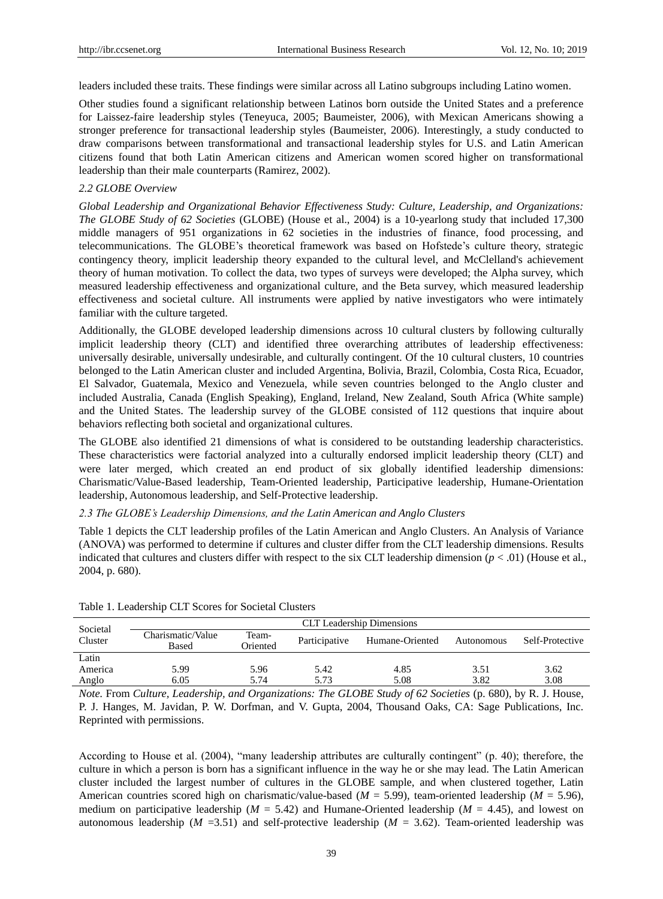leaders included these traits. These findings were similar across all Latino subgroups including Latino women.

Other studies found a significant relationship between Latinos born outside the United States and a preference for Laissez-faire leadership styles (Teneyuca, 2005; Baumeister, 2006), with Mexican Americans showing a stronger preference for transactional leadership styles (Baumeister, 2006). Interestingly, a study conducted to draw comparisons between transformational and transactional leadership styles for U.S. and Latin American citizens found that both Latin American citizens and American women scored higher on transformational leadership than their male counterparts (Ramirez, 2002).

### *2.2 GLOBE Overview*

*Global Leadership and Organizational Behavior Effectiveness Study: Culture, Leadership, and Organizations: The GLOBE Study of 62 Societies* (GLOBE) (House et al., 2004) is a 10-yearlong study that included 17,300 middle managers of 951 organizations in 62 societies in the industries of finance, food processing, and telecommunications. The GLOBE's theoretical framework was based on Hofstede's culture theory, strategic contingency theory, implicit leadership theory expanded to the cultural level, and McClelland's achievement theory of human motivation. To collect the data, two types of surveys were developed; the Alpha survey, which measured leadership effectiveness and organizational culture, and the Beta survey, which measured leadership effectiveness and societal culture. All instruments were applied by native investigators who were intimately familiar with the culture targeted.

Additionally, the GLOBE developed leadership dimensions across 10 cultural clusters by following culturally implicit leadership theory (CLT) and identified three overarching attributes of leadership effectiveness: universally desirable, universally undesirable, and culturally contingent. Of the 10 cultural clusters, 10 countries belonged to the Latin American cluster and included Argentina, Bolivia, Brazil, Colombia, Costa Rica, Ecuador, El Salvador, Guatemala, Mexico and Venezuela, while seven countries belonged to the Anglo cluster and included Australia, Canada (English Speaking), England, Ireland, New Zealand, South Africa (White sample) and the United States. The leadership survey of the GLOBE consisted of 112 questions that inquire about behaviors reflecting both societal and organizational cultures.

The GLOBE also identified 21 dimensions of what is considered to be outstanding leadership characteristics. These characteristics were factorial analyzed into a culturally endorsed implicit leadership theory (CLT) and were later merged, which created an end product of six globally identified leadership dimensions: Charismatic/Value-Based leadership, Team-Oriented leadership, Participative leadership, Humane-Orientation leadership, Autonomous leadership, and Self-Protective leadership.

### *2.3 The GLOBE's Leadership Dimensions, and the Latin American and Anglo Clusters*

Table 1 depicts the CLT leadership profiles of the Latin American and Anglo Clusters. An Analysis of Variance (ANOVA) was performed to determine if cultures and cluster differ from the CLT leadership dimensions. Results indicated that cultures and clusters differ with respect to the six CLT leadership dimension ($p < .01$) (House et al., 2004, p. 680).

Table 1. Leadership CLT Scores for Societal Clusters

| Societal Cluster | CLT Leadership Dimensions | | | | | |
|---|---|---|---|---|---|---|
| | Charismatic/Value Based | Team-Oriented | Participative | Humane-Oriented | Autonomous | Self-Protective |
| Latin America | 5.99 | 5.96 | 5.42 | 4.85 | 3.51 | 3.62 |
| Anglo | 6.05 | 5.74 | 5.73 | 5.08 | 3.82 | 3.08 |

*Note.* From *Culture, Leadership, and Organizations: The GLOBE Study of 62 Societies* (p. 680), by R. J. House, P. J. Hanges, M. Javidan, P. W. Dorfman, and V. Gupta, 2004, Thousand Oaks, CA: Sage Publications, Inc. Reprinted with permissions.

According to House et al. (2004), "many leadership attributes are culturally contingent" (p. 40); therefore, the culture in which a person is born has a significant influence in the way he or she may lead. The Latin American cluster included the largest number of cultures in the GLOBE sample, and when clustered together, Latin American countries scored high on charismatic/value-based ($M$ = 5.99), team-oriented leadership ($M$ = 5.96), medium on participative leadership ($M$ = 5.42) and Humane-Oriented leadership ($M$ = 4.45), and lowest on autonomous leadership ($M$ =3.51) and self-protective leadership ($M$ = 3.62). Team-oriented leadership was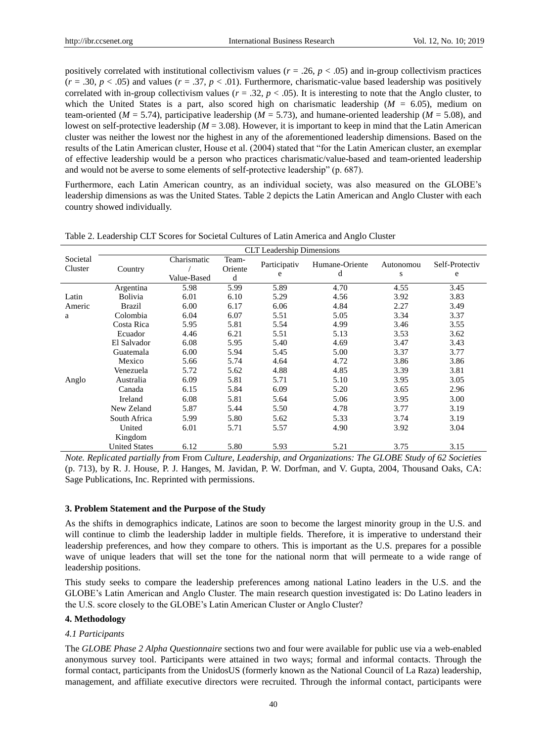positively correlated with institutional collectivism values ($r = .26$, $p < .05$) and in-group collectivism practices ($r = .30$, $p < .05$) and values ($r = .37$, $p < .01$). Furthermore, charismatic-value based leadership was positively correlated with in-group collectivism values ($r = .32$, $p < .05$). It is interesting to note that the Anglo cluster, to which the United States is a part, also scored high on charismatic leadership ($M$ = 6.05), medium on team-oriented ($M$ = 5.74), participative leadership ($M$ = 5.73), and humane-oriented leadership ($M$ = 5.08), and lowest on self-protective leadership ($M$ = 3.08). However, it is important to keep in mind that the Latin American cluster was neither the lowest nor the highest in any of the aforementioned leadership dimensions. Based on the results of the Latin American cluster, House et al. (2004) stated that "for the Latin American cluster, an exemplar of effective leadership would be a person who practices charismatic/value-based and team-oriented leadership and would not be averse to some elements of self-protective leadership" (p. 687).

Furthermore, each Latin American country, as an individual society, was also measured on the GLOBE's leadership dimensions as was the United States. Table 2 depicts the Latin American and Anglo Cluster with each country showed individually.

Table 2. Leadership CLT Scores for Societal Cultures of Latin America and Anglo Cluster

| Societal Cluster | Country | CLT Leadership Dimensions | | | | | |
|---|---|---|---|---|---|---|---|
| | | Charismatic / Value-Based | Team-Oriented | Participative | Humane-Oriented | Autonomous | Self-Protective |
| Latin America | Argentina | 5.98 | 5.99 | 5.89 | 4.70 | 4.55 | 3.45 |
| | Bolivia | 6.01 | 6.10 | 5.29 | 4.56 | 3.92 | 3.83 |
| | Brazil | 6.00 | 6.17 | 6.06 | 4.84 | 2.27 | 3.49 |
| | Colombia | 6.04 | 6.07 | 5.51 | 5.05 | 3.34 | 3.37 |
| | Costa Rica | 5.95 | 5.81 | 5.54 | 4.99 | 3.46 | 3.55 |
| | Ecuador | 4.46 | 6.21 | 5.51 | 5.13 | 3.53 | 3.62 |
| | El Salvador | 6.08 | 5.95 | 5.40 | 4.69 | 3.47 | 3.43 |
| | Guatemala | 6.00 | 5.94 | 5.45 | 5.00 | 3.37 | 3.77 |
| | Mexico | 5.66 | 5.74 | 4.64 | 4.72 | 3.86 | 3.86 |
| | Venezuela | 5.72 | 5.62 | 4.88 | 4.85 | 3.39 | 3.81 |
| Anglo | Australia | 6.09 | 5.81 | 5.71 | 5.10 | 3.95 | 3.05 |
| | Canada | 6.15 | 5.84 | 6.09 | 5.20 | 3.65 | 2.96 |
| | Ireland | 6.08 | 5.81 | 5.64 | 5.06 | 3.95 | 3.00 |
| | New Zeland | 5.87 | 5.44 | 5.50 | 4.78 | 3.77 | 3.19 |
| | South Africa | 5.99 | 5.80 | 5.62 | 5.33 | 3.74 | 3.19 |
| | United Kingdom | 6.01 | 5.71 | 5.57 | 4.90 | 3.92 | 3.04 |
| | United States | 6.12 | 5.80 | 5.93 | 5.21 | 3.75 | 3.15 |

*Note. Replicated partially from* From *Culture, Leadership, and Organizations: The GLOBE Study of 62 Societies* (p. 713), by R. J. House, P. J. Hanges, M. Javidan, P. W. Dorfman, and V. Gupta, 2004, Thousand Oaks, CA: Sage Publications, Inc. Reprinted with permissions.

### 3. Problem Statement and the Purpose of the Study

As the shifts in demographics indicate, Latinos are soon to become the largest minority group in the U.S. and will continue to climb the leadership ladder in multiple fields. Therefore, it is imperative to understand their leadership preferences, and how they compare to others. This is important as the U.S. prepares for a possible wave of unique leaders that will set the tone for the national norm that will permeate to a wide range of leadership positions.

This study seeks to compare the leadership preferences among national Latino leaders in the U.S. and the GLOBE's Latin American and Anglo Cluster. The main research question investigated is: Do Latino leaders in the U.S. score closely to the GLOBE's Latin American Cluster or Anglo Cluster?

### 4. Methodology

#### *4.1 Participants*

The *GLOBE Phase 2 Alpha Questionnaire* sections two and four were available for public use via a web-enabled anonymous survey tool. Participants were attained in two ways; formal and informal contacts. Through the formal contact, participants from the UnidosUS (formerly known as the National Council of La Raza) leadership, management, and affiliate executive directors were recruited. Through the informal contact, participants were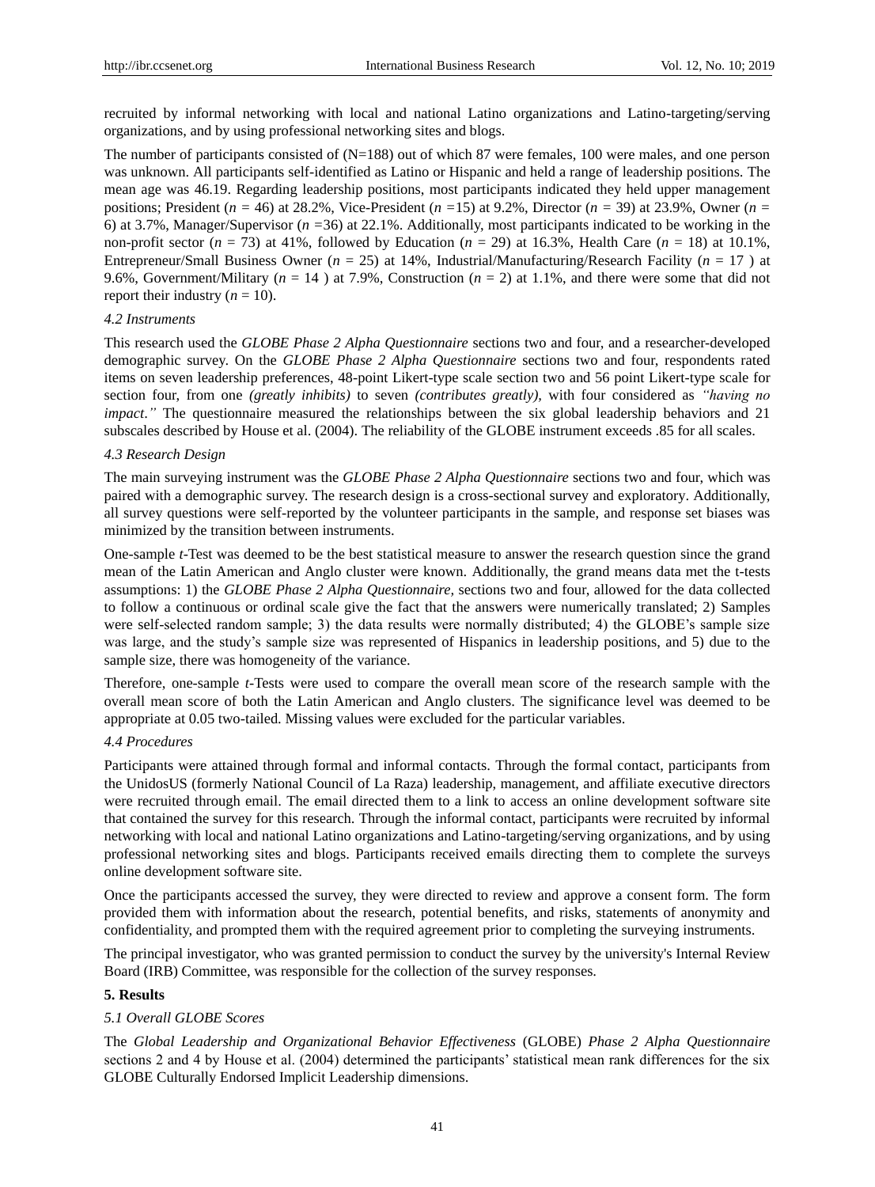recruited by informal networking with local and national Latino organizations and Latino-targeting/serving organizations, and by using professional networking sites and blogs.

The number of participants consisted of (N=188) out of which 87 were females, 100 were males, and one person was unknown. All participants self-identified as Latino or Hispanic and held a range of leadership positions. The mean age was 46.19. Regarding leadership positions, most participants indicated they held upper management positions; President ($n$ = 46) at 28.2%, Vice-President ($n$ =15) at 9.2%, Director ($n$ = 39) at 23.9%, Owner ($n$ = 6) at 3.7%, Manager/Supervisor ($n$ =36) at 22.1%. Additionally, most participants indicated to be working in the non-profit sector ($n$ = 73) at 41%, followed by Education ($n$ = 29) at 16.3%, Health Care ($n$ = 18) at 10.1%, Entrepreneur/Small Business Owner ($n$ = 25) at 14%, Industrial/Manufacturing/Research Facility ($n$ = 17 ) at 9.6%, Government/Military ($n$ = 14 ) at 7.9%, Construction ($n$ = 2) at 1.1%, and there were some that did not report their industry ($n$ = 10).

### *4.2 Instruments*

This research used the *GLOBE Phase 2 Alpha Questionnaire* sections two and four, and a researcher-developed demographic survey. On the *GLOBE Phase 2 Alpha Questionnaire* sections two and four, respondents rated items on seven leadership preferences, 48-point Likert-type scale section two and 56 point Likert-type scale for section four, from one *(greatly inhibits)* to seven *(contributes greatly)*, with four considered as *"having no impact*.*"* The questionnaire measured the relationships between the six global leadership behaviors and 21 subscales described by House et al. (2004). The reliability of the GLOBE instrument exceeds .85 for all scales.

### *4.3 Research Design*

The main surveying instrument was the *GLOBE Phase 2 Alpha Questionnaire* sections two and four, which was paired with a demographic survey. The research design is a cross-sectional survey and exploratory. Additionally, all survey questions were self-reported by the volunteer participants in the sample, and response set biases was minimized by the transition between instruments.

One-sample *t*-Test was deemed to be the best statistical measure to answer the research question since the grand mean of the Latin American and Anglo cluster were known. Additionally, the grand means data met the t-tests assumptions: 1) the *GLOBE Phase 2 Alpha Questionnaire,* sections two and four, allowed for the data collected to follow a continuous or ordinal scale give the fact that the answers were numerically translated; 2) Samples were self-selected random sample; 3) the data results were normally distributed; 4) the GLOBE's sample size was large, and the study's sample size was represented of Hispanics in leadership positions, and 5) due to the sample size, there was homogeneity of the variance.

Therefore, one-sample *t*-Tests were used to compare the overall mean score of the research sample with the overall mean score of both the Latin American and Anglo clusters. The significance level was deemed to be appropriate at 0.05 two-tailed. Missing values were excluded for the particular variables.

### *4.4 Procedures*

Participants were attained through formal and informal contacts. Through the formal contact, participants from the UnidosUS (formerly National Council of La Raza) leadership, management, and affiliate executive directors were recruited through email. The email directed them to a link to access an online development software site that contained the survey for this research. Through the informal contact, participants were recruited by informal networking with local and national Latino organizations and Latino-targeting/serving organizations, and by using professional networking sites and blogs. Participants received emails directing them to complete the surveys online development software site.

Once the participants accessed the survey, they were directed to review and approve a consent form. The form provided them with information about the research, potential benefits, and risks, statements of anonymity and confidentiality, and prompted them with the required agreement prior to completing the surveying instruments.

The principal investigator, who was granted permission to conduct the survey by the university's Internal Review Board (IRB) Committee, was responsible for the collection of the survey responses.

## **5. Results**

### *5.1 Overall GLOBE Scores*

The *Global Leadership and Organizational Behavior Effectiveness* (GLOBE) *Phase 2 Alpha Questionnaire* sections 2 and 4 by House et al. (2004) determined the participants' statistical mean rank differences for the six GLOBE Culturally Endorsed Implicit Leadership dimensions.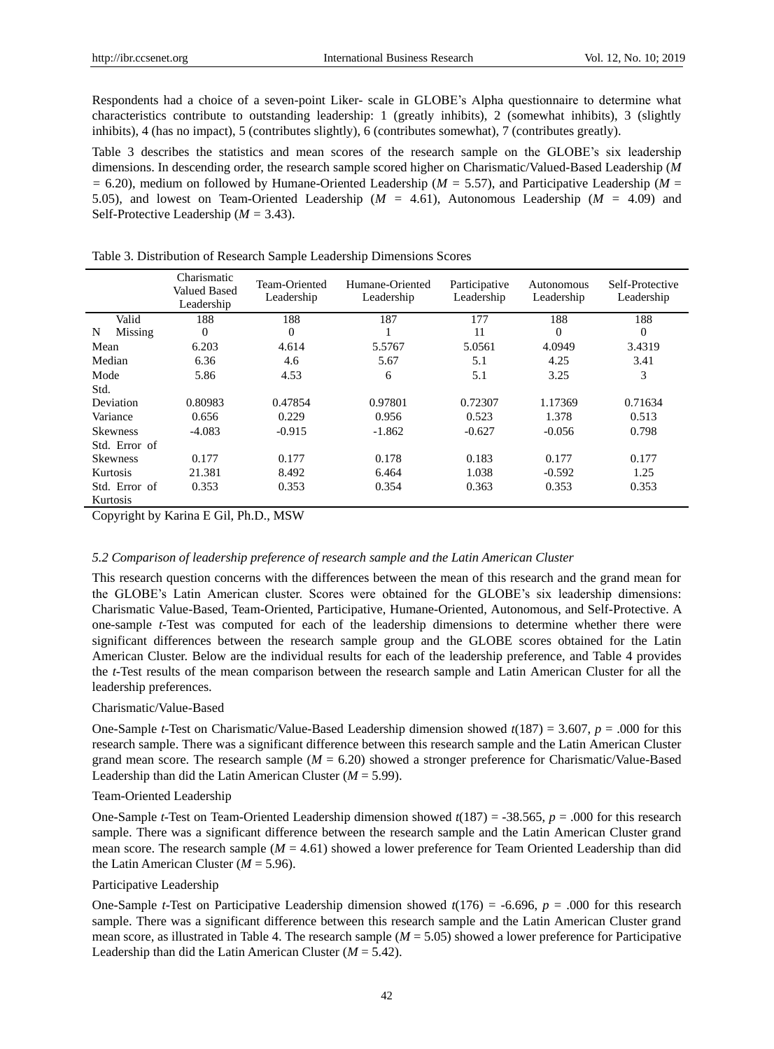Respondents had a choice of a seven-point Liker- scale in GLOBE's Alpha questionnaire to determine what characteristics contribute to outstanding leadership: 1 (greatly inhibits), 2 (somewhat inhibits), 3 (slightly inhibits), 4 (has no impact), 5 (contributes slightly), 6 (contributes somewhat), 7 (contributes greatly).

Table 3 describes the statistics and mean scores of the research sample on the GLOBE's six leadership dimensions. In descending order, the research sample scored higher on Charismatic/Valued-Based Leadership (*M* = 6.20), medium on followed by Humane-Oriented Leadership (*M* = 5.57), and Participative Leadership (*M* = 5.05), and lowest on Team-Oriented Leadership (*M* = 4.61), Autonomous Leadership (*M* = 4.09) and Self-Protective Leadership (*M* = 3.43).

Table 3. Distribution of Research Sample Leadership Dimensions Scores

| | | Charismatic Valued Based Leadership | Team-Oriented Leadership | Humane-Oriented Leadership | Participative Leadership | Autonomous Leadership | Self-Protective Leadership |
|---|---|---|---|---|---|---|---|
| N | Valid | 188 | 188 | 187 | 177 | 188 | 188 |
| | Missing | 0 | 0 | 1 | 11 | 0 | 0 |
| Mean | | 6.203 | 4.614 | 5.5767 | 5.0561 | 4.0949 | 3.4319 |
| Median | | 6.36 | 4.6 | 5.67 | 5.1 | 4.25 | 3.41 |
| Mode | | 5.86 | 4.53 | 6 | 5.1 | 3.25 | 3 |
| Std. Deviation | | 0.80983 | 0.47854 | 0.97801 | 0.72307 | 1.17369 | 0.71634 |
| Variance | | 0.656 | 0.229 | 0.956 | 0.523 | 1.378 | 0.513 |
| Skewness | | -4.083 | -0.915 | -1.862 | -0.627 | -0.056 | 0.798 |
| Std. Error of Skewness | | 0.177 | 0.177 | 0.178 | 0.183 | 0.177 | 0.177 |
| Kurtosis | | 21.381 | 8.492 | 6.464 | 1.038 | -0.592 | 1.25 |
| Std. Error of Kurtosis | | 0.353 | 0.353 | 0.354 | 0.363 | 0.353 | 0.353 |

Copyright by Karina E Gil, Ph.D., MSW

### *5.2 Comparison of leadership preference of research sample and the Latin American Cluster*

This research question concerns with the differences between the mean of this research and the grand mean for the GLOBE's Latin American cluster. Scores were obtained for the GLOBE's six leadership dimensions: Charismatic Value-Based, Team-Oriented, Participative, Humane-Oriented, Autonomous, and Self-Protective. A one-sample *t*-Test was computed for each of the leadership dimensions to determine whether there were significant differences between the research sample group and the GLOBE scores obtained for the Latin American Cluster. Below are the individual results for each of the leadership preference, and Table 4 provides the *t*-Test results of the mean comparison between the research sample and Latin American Cluster for all the leadership preferences.

Charismatic/Value-Based

One-Sample *t*-Test on Charismatic/Value-Based Leadership dimension showed $t(187) = 3.607$, $p = .000$ for this research sample. There was a significant difference between this research sample and the Latin American Cluster grand mean score. The research sample (*M* = 6.20) showed a stronger preference for Charismatic/Value-Based Leadership than did the Latin American Cluster (*M* = 5.99).

Team-Oriented Leadership

One-Sample *t*-Test on Team-Oriented Leadership dimension showed $t(187) = -38.565$, $p = .000$ for this research sample. There was a significant difference between the research sample and the Latin American Cluster grand mean score. The research sample (*M* = 4.61) showed a lower preference for Team Oriented Leadership than did the Latin American Cluster (*M* = 5.96).

Participative Leadership

One-Sample *t*-Test on Participative Leadership dimension showed $t(176) = -6.696$, $p = .000$ for this research sample. There was a significant difference between this research sample and the Latin American Cluster grand mean score, as illustrated in Table 4. The research sample (*M* = 5.05) showed a lower preference for Participative Leadership than did the Latin American Cluster (*M* = 5.42).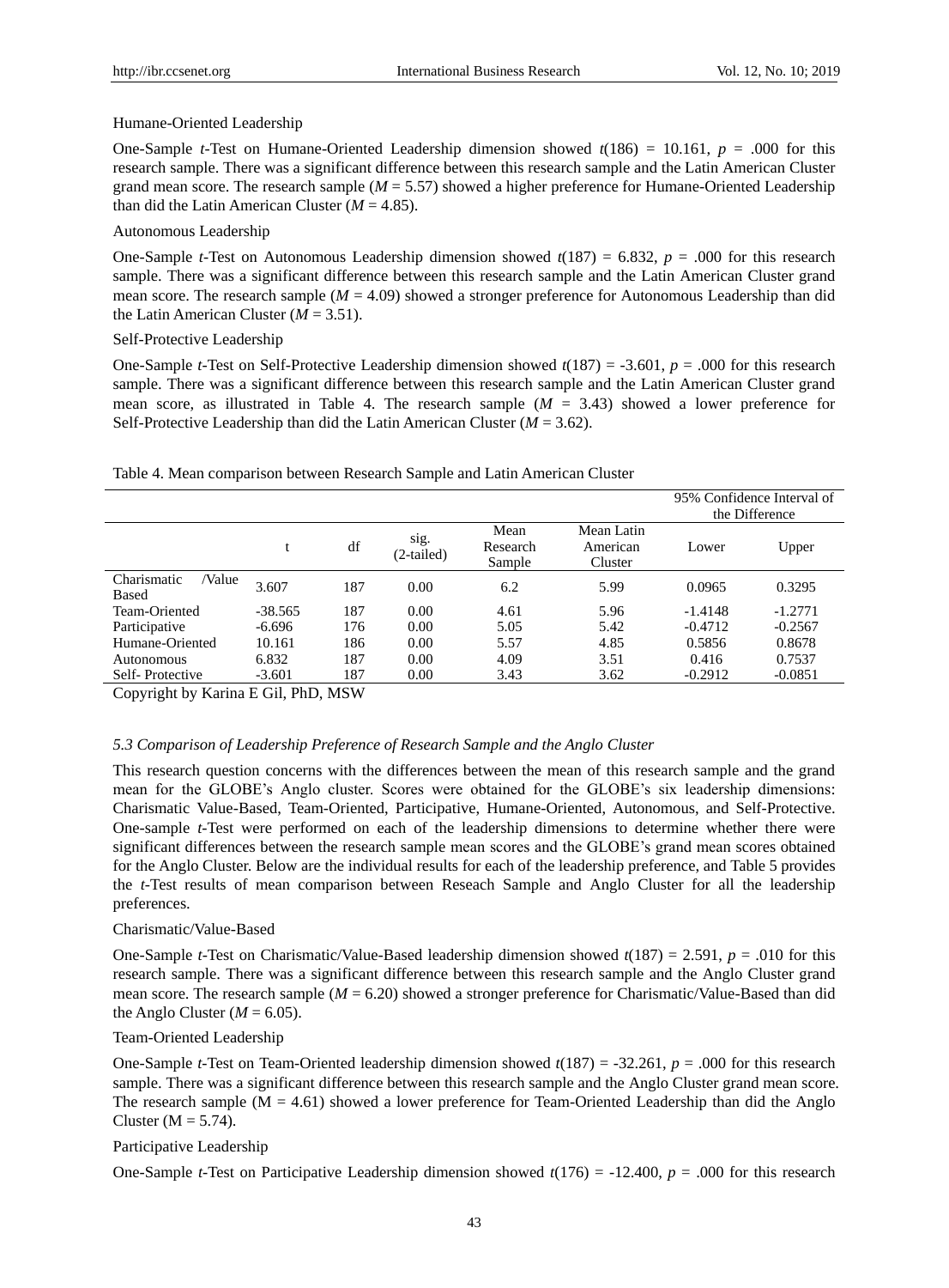Humane-Oriented Leadership

One-Sample *t*-Test on Humane-Oriented Leadership dimension showed $t(186) = 10.161$, $p = .000$ for this research sample. There was a significant difference between this research sample and the Latin American Cluster grand mean score. The research sample ($M = 5.57$) showed a higher preference for Humane-Oriented Leadership than did the Latin American Cluster ($M = 4.85$).

Autonomous Leadership

One-Sample *t*-Test on Autonomous Leadership dimension showed $t(187) = 6.832$, $p = .000$ for this research sample. There was a significant difference between this research sample and the Latin American Cluster grand mean score. The research sample ($M = 4.09$) showed a stronger preference for Autonomous Leadership than did the Latin American Cluster ($M = 3.51$).

Self-Protective Leadership

One-Sample *t*-Test on Self-Protective Leadership dimension showed $t(187) = -3.601$, $p = .000$ for this research sample. There was a significant difference between this research sample and the Latin American Cluster grand mean score, as illustrated in Table 4. The research sample ($M = 3.43$) showed a lower preference for Self-Protective Leadership than did the Latin American Cluster ($M = 3.62$).

Table 4. Mean comparison between Research Sample and Latin American Cluster

| | | | | | | 95% Confidence Interval of the Difference | |
|---|---|---|---|---|---|---|---|
| | t | df | sig. (2-tailed) | Mean Research Sample | Mean Latin American Cluster | Lower | Upper |
| Charismatic /Value Based | 3.607 | 187 | 0.00 | 6.2 | 5.99 | 0.0965 | 0.3295 |
| Team-Oriented | -38.565 | 187 | 0.00 | 4.61 | 5.96 | -1.4148 | -1.2771 |
| Participative | -6.696 | 176 | 0.00 | 5.05 | 5.42 | -0.4712 | -0.2567 |
| Humane-Oriented | 10.161 | 186 | 0.00 | 5.57 | 4.85 | 0.5856 | 0.8678 |
| Autonomous | 6.832 | 187 | 0.00 | 4.09 | 3.51 | 0.416 | 0.7537 |
| Self- Protective | -3.601 | 187 | 0.00 | 3.43 | 3.62 | -0.2912 | -0.0851 |

Copyright by Karina E Gil, PhD, MSW

### *5.3 Comparison of Leadership Preference of Research Sample and the Anglo Cluster*

This research question concerns with the differences between the mean of this research sample and the grand mean for the GLOBE's Anglo cluster. Scores were obtained for the GLOBE's six leadership dimensions: Charismatic Value-Based, Team-Oriented, Participative, Humane-Oriented, Autonomous, and Self-Protective. One-sample *t*-Test were performed on each of the leadership dimensions to determine whether there were significant differences between the research sample mean scores and the GLOBE's grand mean scores obtained for the Anglo Cluster. Below are the individual results for each of the leadership preference, and Table 5 provides the *t*-Test results of mean comparison between Reseach Sample and Anglo Cluster for all the leadership preferences.

Charismatic/Value-Based

One-Sample *t*-Test on Charismatic/Value-Based leadership dimension showed $t(187) = 2.591$, $p = .010$ for this research sample. There was a significant difference between this research sample and the Anglo Cluster grand mean score. The research sample ($M = 6.20$) showed a stronger preference for Charismatic/Value-Based than did the Anglo Cluster ($M = 6.05$).

Team-Oriented Leadership

One-Sample *t*-Test on Team-Oriented leadership dimension showed $t(187) = -32.261$, $p = .000$ for this research sample. There was a significant difference between this research sample and the Anglo Cluster grand mean score. The research sample ($M = 4.61$) showed a lower preference for Team-Oriented Leadership than did the Anglo Cluster ($M = 5.74$).

Participative Leadership

One-Sample *t*-Test on Participative Leadership dimension showed $t(176) = -12.400$, $p = .000$ for this research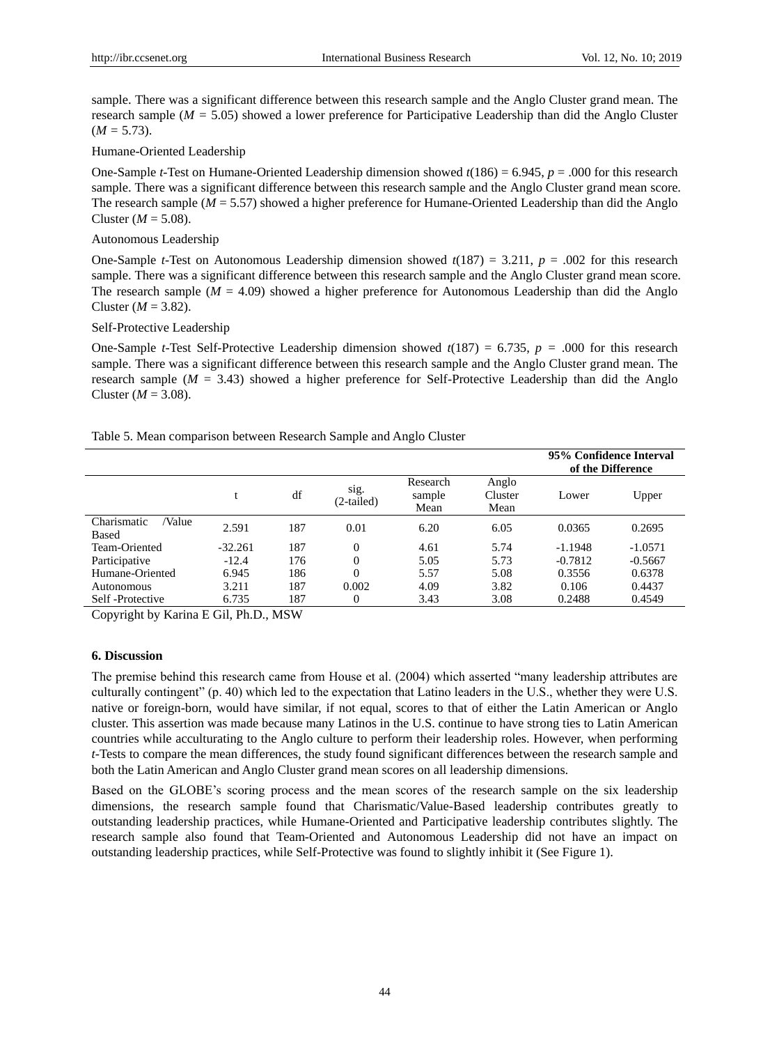sample. There was a significant difference between this research sample and the Anglo Cluster grand mean. The research sample ($M$ = 5.05) showed a lower preference for Participative Leadership than did the Anglo Cluster ($M$ = 5.73).

Humane-Oriented Leadership

One-Sample $t$-Test on Humane-Oriented Leadership dimension showed $t(186) = 6.945$, $p = .000$ for this research sample. There was a significant difference between this research sample and the Anglo Cluster grand mean score. The research sample ($M$ = 5.57) showed a higher preference for Humane-Oriented Leadership than did the Anglo Cluster ($M$ = 5.08).

Autonomous Leadership

One-Sample $t$-Test on Autonomous Leadership dimension showed $t(187) = 3.211$, $p = .002$ for this research sample. There was a significant difference between this research sample and the Anglo Cluster grand mean score. The research sample ($M$ = 4.09) showed a higher preference for Autonomous Leadership than did the Anglo Cluster ($M$ = 3.82).

Self-Protective Leadership

One-Sample $t$-Test Self-Protective Leadership dimension showed $t(187) = 6.735$, $p = .000$ for this research sample. There was a significant difference between this research sample and the Anglo Cluster grand mean. The research sample ($M$ = 3.43) showed a higher preference for Self-Protective Leadership than did the Anglo Cluster ($M$ = 3.08).

Table 5. Mean comparison between Research Sample and Anglo Cluster

| | | | | | | **95% Confidence Interval of the Difference** | |
|---|---|---|---|---|---|---|---|
| | t | df | sig. (2-tailed) | Research sample Mean | Anglo Cluster Mean | Lower | Upper |
| Charismatic /Value Based | 2.591 | 187 | 0.01 | 6.20 | 6.05 | 0.0365 | 0.2695 |
| Team-Oriented | -32.261 | 187 | 0 | 4.61 | 5.74 | -1.1948 | -1.0571 |
| Participative | -12.4 | 176 | 0 | 5.05 | 5.73 | -0.7812 | -0.5667 |
| Humane-Oriented | 6.945 | 186 | 0 | 5.57 | 5.08 | 0.3556 | 0.6378 |
| Autonomous | 3.211 | 187 | 0.002 | 4.09 | 3.82 | 0.106 | 0.4437 |
| Self -Protective | 6.735 | 187 | 0 | 3.43 | 3.08 | 0.2488 | 0.4549 |

Copyright by Karina E Gil, Ph.D., MSW

## 6. Discussion

The premise behind this research came from House et al. (2004) which asserted "many leadership attributes are culturally contingent" (p. 40) which led to the expectation that Latino leaders in the U.S., whether they were U.S. native or foreign-born, would have similar, if not equal, scores to that of either the Latin American or Anglo cluster. This assertion was made because many Latinos in the U.S. continue to have strong ties to Latin American countries while acculturating to the Anglo culture to perform their leadership roles. However, when performing $t$-Tests to compare the mean differences, the study found significant differences between the research sample and both the Latin American and Anglo Cluster grand mean scores on all leadership dimensions.

Based on the GLOBE's scoring process and the mean scores of the research sample on the six leadership dimensions, the research sample found that Charismatic/Value-Based leadership contributes greatly to outstanding leadership practices, while Humane-Oriented and Participative leadership contributes slightly. The research sample also found that Team-Oriented and Autonomous Leadership did not have an impact on outstanding leadership practices, while Self-Protective was found to slightly inhibit it (See Figure 1).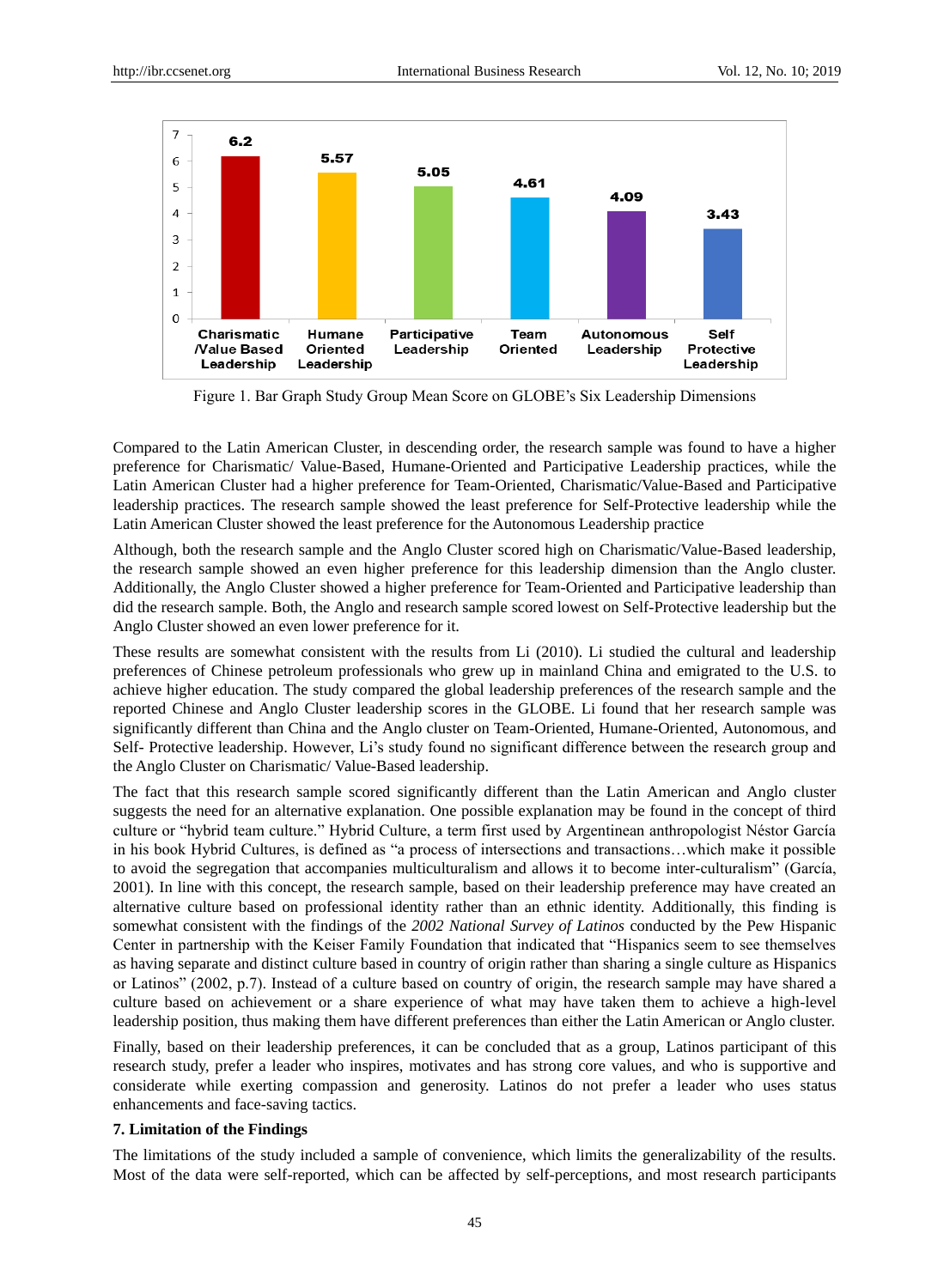Figure 1. Bar Graph Study Group Mean Score on GLOBE's Six Leadership Dimensions

Compared to the Latin American Cluster, in descending order, the research sample was found to have a higher preference for Charismatic/ Value-Based, Humane-Oriented and Participative Leadership practices, while the Latin American Cluster had a higher preference for Team-Oriented, Charismatic/Value-Based and Participative leadership practices. The research sample showed the least preference for Self-Protective leadership while the Latin American Cluster showed the least preference for the Autonomous Leadership practice

Although, both the research sample and the Anglo Cluster scored high on Charismatic/Value-Based leadership, the research sample showed an even higher preference for this leadership dimension than the Anglo cluster. Additionally, the Anglo Cluster showed a higher preference for Team-Oriented and Participative leadership than did the research sample. Both, the Anglo and research sample scored lowest on Self-Protective leadership but the Anglo Cluster showed an even lower preference for it.

These results are somewhat consistent with the results from Li (2010). Li studied the cultural and leadership preferences of Chinese petroleum professionals who grew up in mainland China and emigrated to the U.S. to achieve higher education. The study compared the global leadership preferences of the research sample and the reported Chinese and Anglo Cluster leadership scores in the GLOBE. Li found that her research sample was significantly different than China and the Anglo cluster on Team-Oriented, Humane-Oriented, Autonomous, and Self- Protective leadership. However, Li's study found no significant difference between the research group and the Anglo Cluster on Charismatic/ Value-Based leadership.

The fact that this research sample scored significantly different than the Latin American and Anglo cluster suggests the need for an alternative explanation. One possible explanation may be found in the concept of third culture or "hybrid team culture." Hybrid Culture, a term first used by Argentinean anthropologist Néstor García in his book Hybrid Cultures, is defined as "a process of intersections and transactions…which make it possible to avoid the segregation that accompanies multiculturalism and allows it to become inter-culturalism" (García, 2001). In line with this concept, the research sample, based on their leadership preference may have created an alternative culture based on professional identity rather than an ethnic identity. Additionally, this finding is somewhat consistent with the findings of the *2002 National Survey of Latinos* conducted by the Pew Hispanic Center in partnership with the Keiser Family Foundation that indicated that "Hispanics seem to see themselves as having separate and distinct culture based in country of origin rather than sharing a single culture as Hispanics or Latinos" (2002, p.7). Instead of a culture based on country of origin, the research sample may have shared a culture based on achievement or a share experience of what may have taken them to achieve a high-level leadership position, thus making them have different preferences than either the Latin American or Anglo cluster.

Finally, based on their leadership preferences, it can be concluded that as a group, Latinos participant of this research study, prefer a leader who inspires, motivates and has strong core values, and who is supportive and considerate while exerting compassion and generosity. Latinos do not prefer a leader who uses status enhancements and face-saving tactics.

### 7. Limitation of the Findings

The limitations of the study included a sample of convenience, which limits the generalizability of the results. Most of the data were self-reported, which can be affected by self-perceptions, and most research participants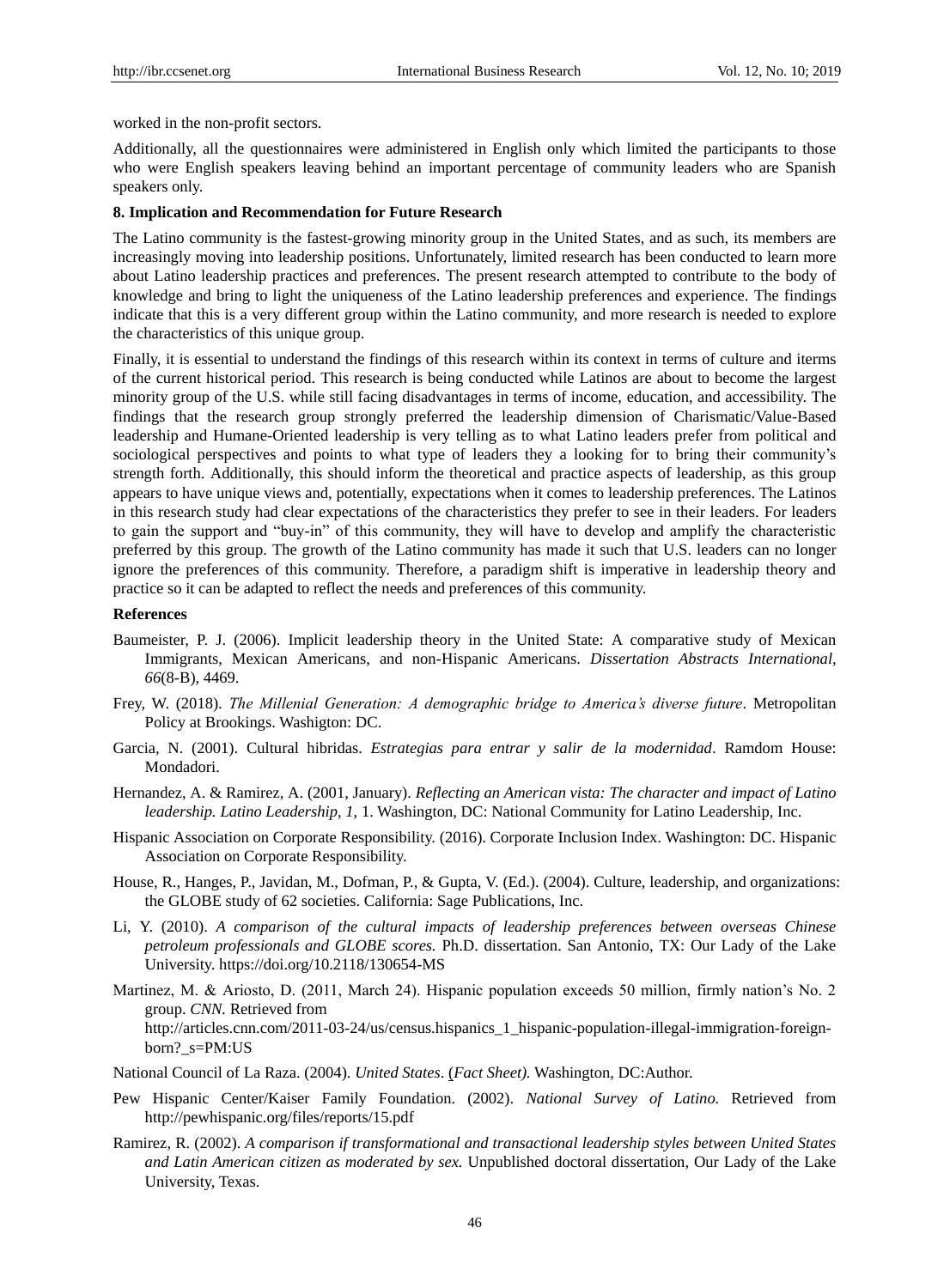worked in the non-profit sectors.

Additionally, all the questionnaires were administered in English only which limited the participants to those who were English speakers leaving behind an important percentage of community leaders who are Spanish speakers only.

**8. Implication and Recommendation for Future Research**

The Latino community is the fastest-growing minority group in the United States, and as such, its members are increasingly moving into leadership positions. Unfortunately, limited research has been conducted to learn more about Latino leadership practices and preferences. The present research attempted to contribute to the body of knowledge and bring to light the uniqueness of the Latino leadership preferences and experience. The findings indicate that this is a very different group within the Latino community, and more research is needed to explore the characteristics of this unique group.

Finally, it is essential to understand the findings of this research within its context in terms of culture and iterms of the current historical period. This research is being conducted while Latinos are about to become the largest minority group of the U.S. while still facing disadvantages in terms of income, education, and accessibility. The findings that the research group strongly preferred the leadership dimension of Charismatic/Value-Based leadership and Humane-Oriented leadership is very telling as to what Latino leaders prefer from political and sociological perspectives and points to what type of leaders they a looking for to bring their community's strength forth. Additionally, this should inform the theoretical and practice aspects of leadership, as this group appears to have unique views and, potentially, expectations when it comes to leadership preferences. The Latinos in this research study had clear expectations of the characteristics they prefer to see in their leaders. For leaders to gain the support and "buy-in" of this community, they will have to develop and amplify the characteristic preferred by this group. The growth of the Latino community has made it such that U.S. leaders can no longer ignore the preferences of this community. Therefore, a paradigm shift is imperative in leadership theory and practice so it can be adapted to reflect the needs and preferences of this community.

**References**

Baumeister, P. J. (2006). Implicit leadership theory in the United State: A comparative study of Mexican Immigrants, Mexican Americans, and non-Hispanic Americans. *Dissertation Abstracts International, 66*(8-B), 4469.

Frey, W. (2018). *The Millenial Generation: A demographic bridge to America's diverse future*. Metropolitan Policy at Brookings. Washigton: DC.

Garcia, N. (2001). Cultural hibridas. *Estrategias para entrar y salir de la modernidad*. Ramdom House: Mondadori.

Hernandez, A. & Ramirez, A. (2001, January). *Reflecting an American vista: The character and impact of Latino leadership. Latino Leadership, 1*, 1. Washington, DC: National Community for Latino Leadership, Inc.

Hispanic Association on Corporate Responsibility. (2016). Corporate Inclusion Index. Washington: DC. Hispanic Association on Corporate Responsibility.

House, R., Hanges, P., Javidan, M., Dofman, P., & Gupta, V. (Ed.). (2004). Culture, leadership, and organizations: the GLOBE study of 62 societies. California: Sage Publications, Inc.

Li, Y. (2010). *A comparison of the cultural impacts of leadership preferences between overseas Chinese petroleum professionals and GLOBE scores.* Ph.D. dissertation. San Antonio, TX: Our Lady of the Lake University. https://doi.org/10.2118/130654-MS

Martinez, M. & Ariosto, D. (2011, March 24). Hispanic population exceeds 50 million, firmly nation's No. 2 group. *CNN.* Retrieved from http://articles.cnn.com/2011-03-24/us/census.hispanics_1_hispanic-population-illegal-immigration-foreign-born?_s=PM:US

National Council of La Raza. (2004). *United States*. (*Fact Sheet).* Washington, DC:Author.

Pew Hispanic Center/Kaiser Family Foundation. (2002). *National Survey of Latino.* Retrieved from http://pewhispanic.org/files/reports/15.pdf

Ramirez, R. (2002). *A comparison if transformational and transactional leadership styles between United States and Latin American citizen as moderated by sex.* Unpublished doctoral dissertation, Our Lady of the Lake University, Texas.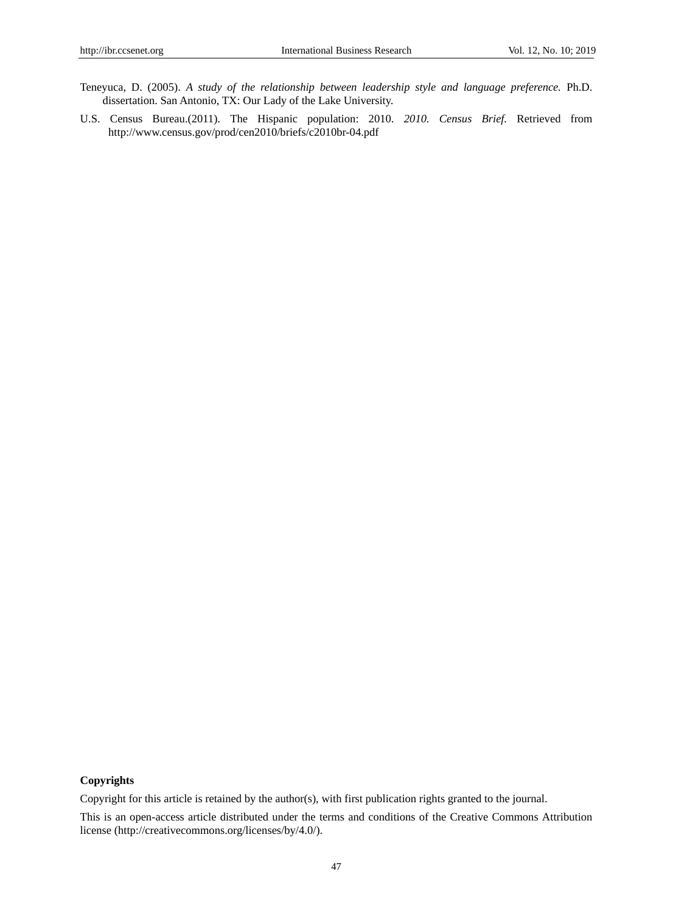Teneyuca, D. (2005). *A study of the relationship between leadership style and language preference.* Ph.D. dissertation. San Antonio, TX: Our Lady of the Lake University.

U.S. Census Bureau.(2011). The Hispanic population: 2010. *2010. Census Brief.* Retrieved from http://www.census.gov/prod/cen2010/briefs/c2010br-04.pdf

**Copyrights**

Copyright for this article is retained by the author(s), with first publication rights granted to the journal.

This is an open-access article distributed under the terms and conditions of the Creative Commons Attribution license (http://creativecommons.org/licenses/by/4.0/).